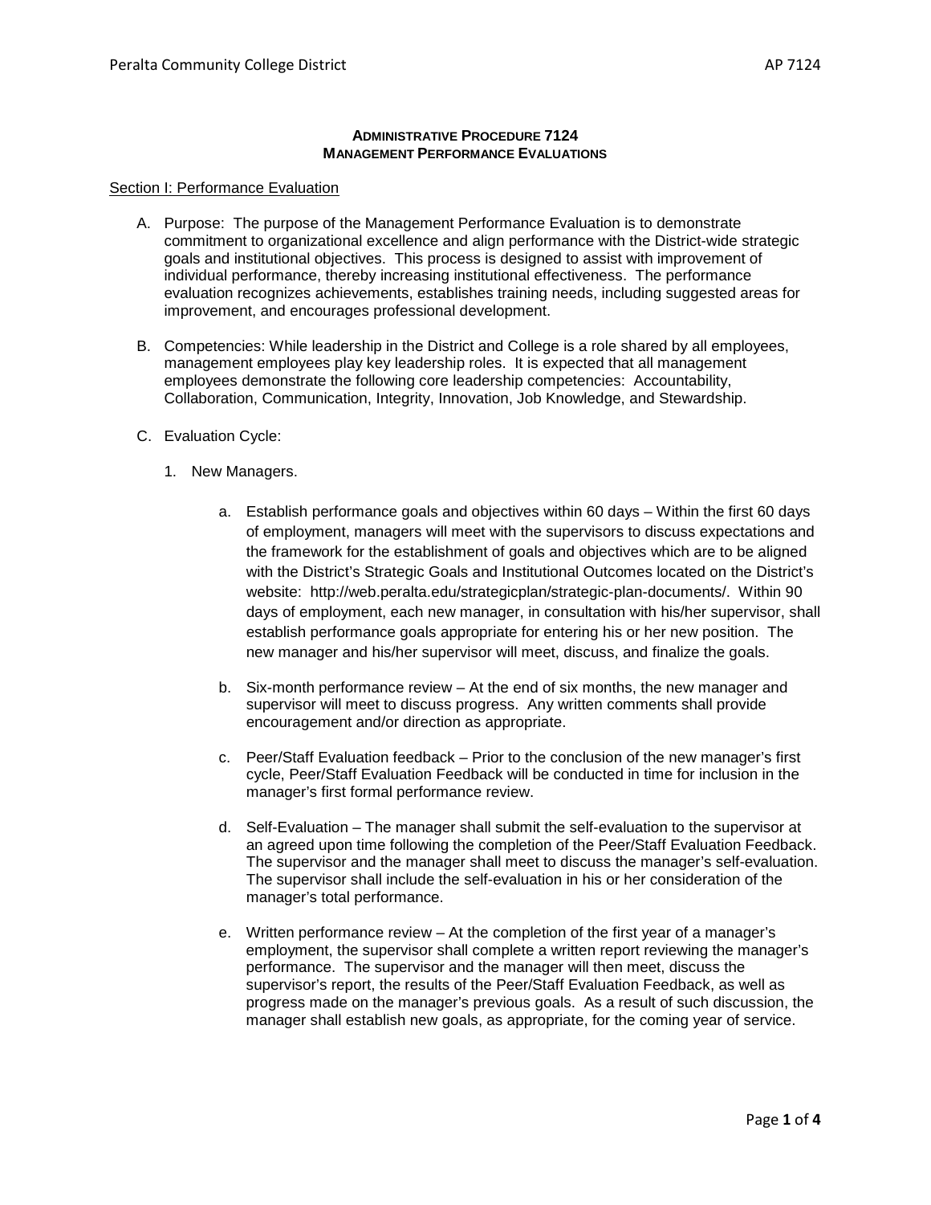# ADMINISTRATIVE PROCEDURE 7124
## MANAGEMENT PERFORMANCE EVALUATIONS

### Section I: Performance Evaluation

A. Purpose: The purpose of the Management Performance Evaluation is to demonstrate commitment to organizational excellence and align performance with the District-wide strategic goals and institutional objectives. This process is designed to assist with improvement of individual performance, thereby increasing institutional effectiveness. The performance evaluation recognizes achievements, establishes training needs, including suggested areas for improvement, and encourages professional development.

B. Competencies: While leadership in the District and College is a role shared by all employees, management employees play key leadership roles. It is expected that all management employees demonstrate the following core leadership competencies: Accountability, Collaboration, Communication, Integrity, Innovation, Job Knowledge, and Stewardship.

C. Evaluation Cycle:

1. New Managers.

   a. Establish performance goals and objectives within 60 days – Within the first 60 days of employment, managers will meet with the supervisors to discuss expectations and the framework for the establishment of goals and objectives which are to be aligned with the District's Strategic Goals and Institutional Outcomes located on the District's website: http://web.peralta.edu/strategicplan/strategic-plan-documents/. Within 90 days of employment, each new manager, in consultation with his/her supervisor, shall establish performance goals appropriate for entering his or her new position. The new manager and his/her supervisor will meet, discuss, and finalize the goals.

   b. Six-month performance review – At the end of six months, the new manager and supervisor will meet to discuss progress. Any written comments shall provide encouragement and/or direction as appropriate.

   c. Peer/Staff Evaluation feedback – Prior to the conclusion of the new manager's first cycle, Peer/Staff Evaluation Feedback will be conducted in time for inclusion in the manager's first formal performance review.

   d. Self-Evaluation – The manager shall submit the self-evaluation to the supervisor at an agreed upon time following the completion of the Peer/Staff Evaluation Feedback. The supervisor and the manager shall meet to discuss the manager's self-evaluation. The supervisor shall include the self-evaluation in his or her consideration of the manager's total performance.

   e. Written performance review – At the completion of the first year of a manager's employment, the supervisor shall complete a written report reviewing the manager's performance. The supervisor and the manager will then meet, discuss the supervisor's report, the results of the Peer/Staff Evaluation Feedback, as well as progress made on the manager's previous goals. As a result of such discussion, the manager shall establish new goals, as appropriate, for the coming year of service.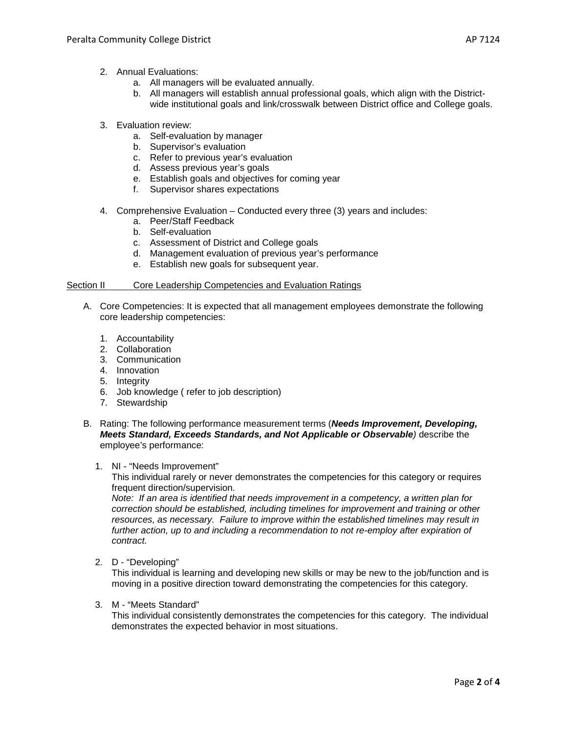2. Annual Evaluations:
    a. All managers will be evaluated annually.
    b. All managers will establish annual professional goals, which align with the District-wide institutional goals and link/crosswalk between District office and College goals.

3. Evaluation review:
    a. Self-evaluation by manager
    b. Supervisor's evaluation
    c. Refer to previous year's evaluation
    d. Assess previous year's goals
    e. Establish goals and objectives for coming year
    f. Supervisor shares expectations

4. Comprehensive Evaluation – Conducted every three (3) years and includes:
    a. Peer/Staff Feedback
    b. Self-evaluation
    c. Assessment of District and College goals
    d. Management evaluation of previous year's performance
    e. Establish new goals for subsequent year.

## Section II Core Leadership Competencies and Evaluation Ratings

A. Core Competencies: It is expected that all management employees demonstrate the following core leadership competencies:

    1. Accountability
    2. Collaboration
    3. Communication
    4. Innovation
    5. Integrity
    6. Job knowledge ( refer to job description)
    7. Stewardship

B. Rating: The following performance measurement terms (***Needs Improvement, Developing, Meets Standard, Exceeds Standards, and Not Applicable or Observable****)* describe the employee's performance:

    1. NI - "Needs Improvement"
    This individual rarely or never demonstrates the competencies for this category or requires frequent direction/supervision.
    *Note: If an area is identified that needs improvement in a competency, a written plan for correction should be established, including timelines for improvement and training or other resources, as necessary. Failure to improve within the established timelines may result in further action, up to and including a recommendation to not re-employ after expiration of contract.*

    2. D - "Developing"
    This individual is learning and developing new skills or may be new to the job/function and is moving in a positive direction toward demonstrating the competencies for this category.

    3. M - "Meets Standard"
    This individual consistently demonstrates the competencies for this category. The individual demonstrates the expected behavior in most situations.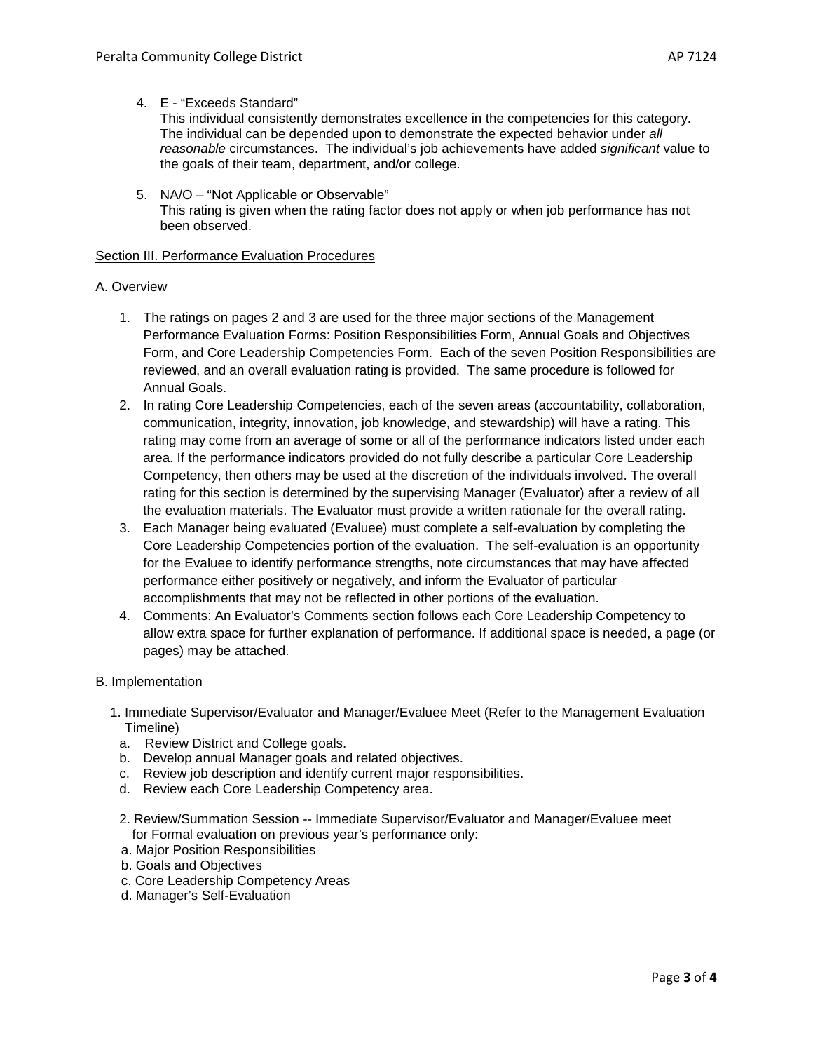4. E - "Exceeds Standard"
   This individual consistently demonstrates excellence in the competencies for this category. The individual can be depended upon to demonstrate the expected behavior under *all reasonable* circumstances. The individual's job achievements have added *significant* value to the goals of their team, department, and/or college.

5. NA/O – "Not Applicable or Observable"
   This rating is given when the rating factor does not apply or when job performance has not been observed.

<u>Section III. Performance Evaluation Procedures</u>

A. Overview

1. The ratings on pages 2 and 3 are used for the three major sections of the Management Performance Evaluation Forms: Position Responsibilities Form, Annual Goals and Objectives Form, and Core Leadership Competencies Form. Each of the seven Position Responsibilities are reviewed, and an overall evaluation rating is provided. The same procedure is followed for Annual Goals.
2. In rating Core Leadership Competencies, each of the seven areas (accountability, collaboration, communication, integrity, innovation, job knowledge, and stewardship) will have a rating. This rating may come from an average of some or all of the performance indicators listed under each area. If the performance indicators provided do not fully describe a particular Core Leadership Competency, then others may be used at the discretion of the individuals involved. The overall rating for this section is determined by the supervising Manager (Evaluator) after a review of all the evaluation materials. The Evaluator must provide a written rationale for the overall rating.
3. Each Manager being evaluated (Evaluee) must complete a self-evaluation by completing the Core Leadership Competencies portion of the evaluation. The self-evaluation is an opportunity for the Evaluee to identify performance strengths, note circumstances that may have affected performance either positively or negatively, and inform the Evaluator of particular accomplishments that may not be reflected in other portions of the evaluation.
4. Comments: An Evaluator's Comments section follows each Core Leadership Competency to allow extra space for further explanation of performance. If additional space is needed, a page (or pages) may be attached.

B. Implementation

1. Immediate Supervisor/Evaluator and Manager/Evaluee Meet (Refer to the Management Evaluation Timeline)
   a. Review District and College goals.
   b. Develop annual Manager goals and related objectives.
   c. Review job description and identify current major responsibilities.
   d. Review each Core Leadership Competency area.

2. Review/Summation Session -- Immediate Supervisor/Evaluator and Manager/Evaluee meet for Formal evaluation on previous year's performance only:
   a. Major Position Responsibilities
   b. Goals and Objectives
   c. Core Leadership Competency Areas
   d. Manager's Self-Evaluation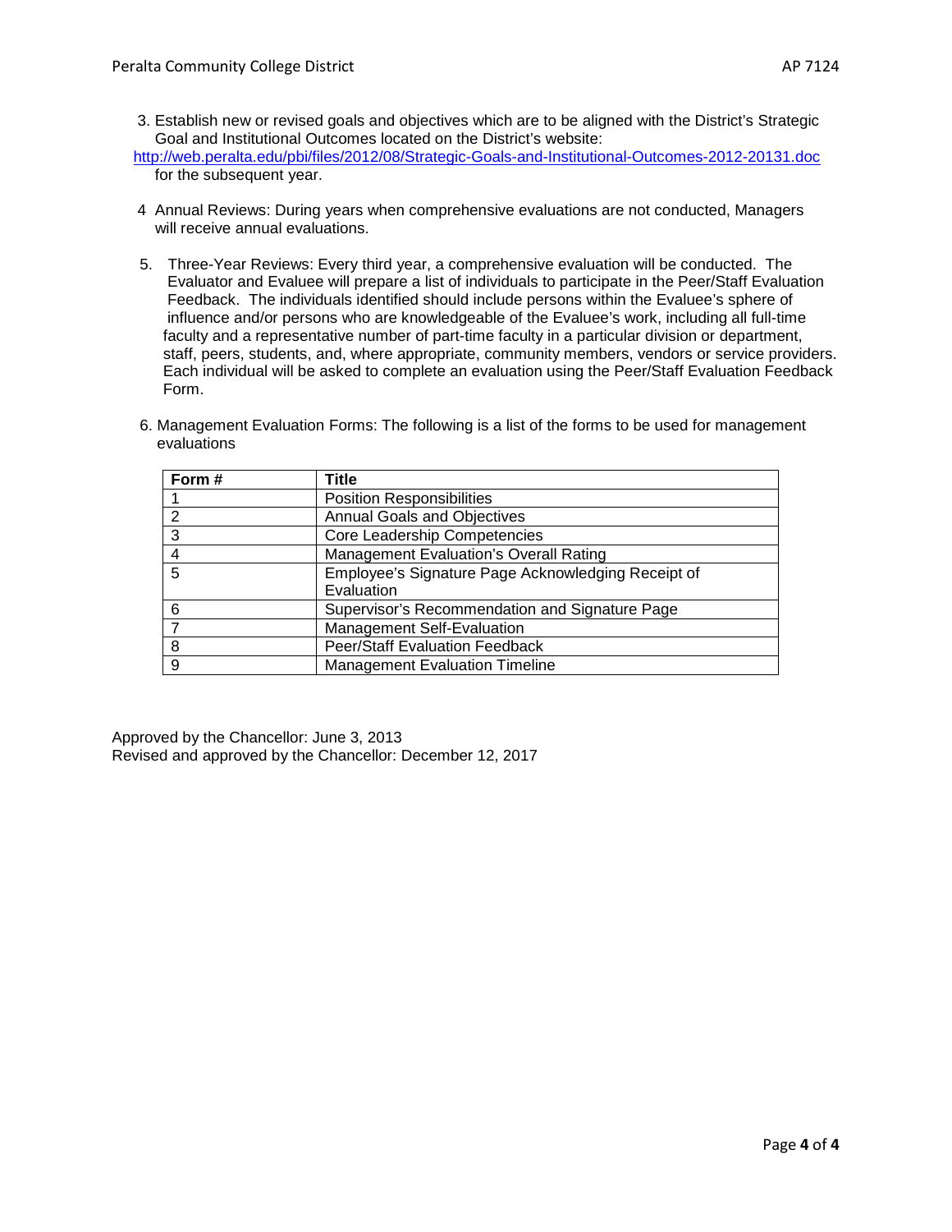3. Establish new or revised goals and objectives which are to be aligned with the District's Strategic Goal and Institutional Outcomes located on the District's website: http://web.peralta.edu/pbi/files/2012/08/Strategic-Goals-and-Institutional-Outcomes-2012-20131.doc for the subsequent year.

4 Annual Reviews: During years when comprehensive evaluations are not conducted, Managers will receive annual evaluations.

5. Three-Year Reviews: Every third year, a comprehensive evaluation will be conducted. The Evaluator and Evaluee will prepare a list of individuals to participate in the Peer/Staff Evaluation Feedback. The individuals identified should include persons within the Evaluee's sphere of influence and/or persons who are knowledgeable of the Evaluee's work, including all full-time faculty and a representative number of part-time faculty in a particular division or department, staff, peers, students, and, where appropriate, community members, vendors or service providers. Each individual will be asked to complete an evaluation using the Peer/Staff Evaluation Feedback Form.

6. Management Evaluation Forms: The following is a list of the forms to be used for management evaluations

| Form # | Title |
|---|---|
| 1 | Position Responsibilities |
| 2 | Annual Goals and Objectives |
| 3 | Core Leadership Competencies |
| 4 | Management Evaluation's Overall Rating |
| 5 | Employee's Signature Page Acknowledging Receipt of Evaluation |
| 6 | Supervisor's Recommendation and Signature Page |
| 7 | Management Self-Evaluation |
| 8 | Peer/Staff Evaluation Feedback |
| 9 | Management Evaluation Timeline |

Approved by the Chancellor: June 3, 2013
Revised and approved by the Chancellor: December 12, 2017